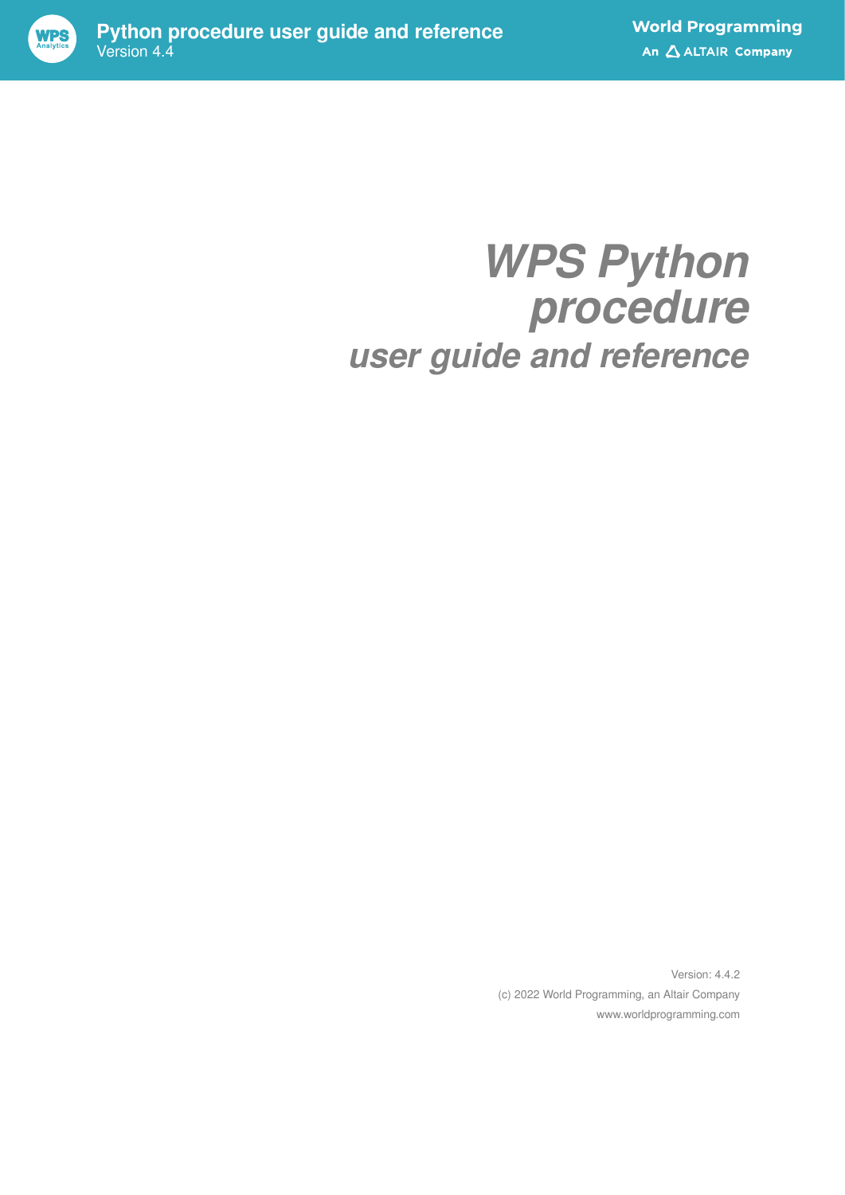# WPS Python procedure

## user guide and reference

Version: 4.4.2

(c) 2022 World Programming, an Altair Company

www.worldprogramming.com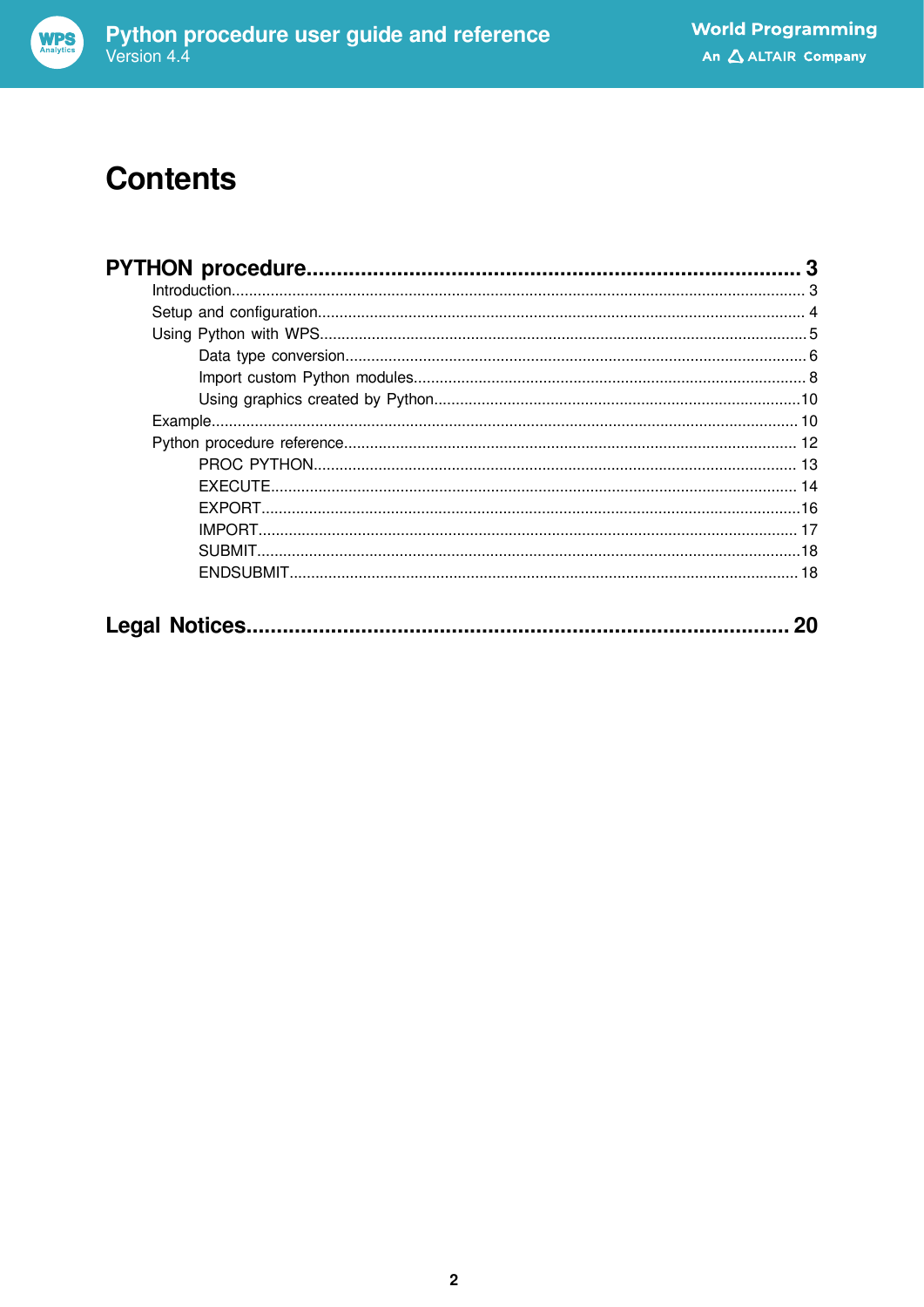# Contents

**PYTHON procedure.................................................................................... 3**

- Introduction........................................................................................................ 3
- Setup and configuration...................................................................................... 4
- Using Python with WPS........................................................................................5
  - Data type conversion..................................................................................... 6
  - Import custom Python modules........................................................................ 8
  - Using graphics created by Python...................................................................10
- Example............................................................................................................. 10
- Python procedure reference............................................................................... 12
  - PROC PYTHON.............................................................................................. 13
  - EXECUTE...................................................................................................... 14
  - EXPORT........................................................................................................16
  - IMPORT......................................................................................................... 17
  - SUBMIT.........................................................................................................18
  - ENDSUBMIT................................................................................................... 18

**Legal Notices......................................................................................... 20**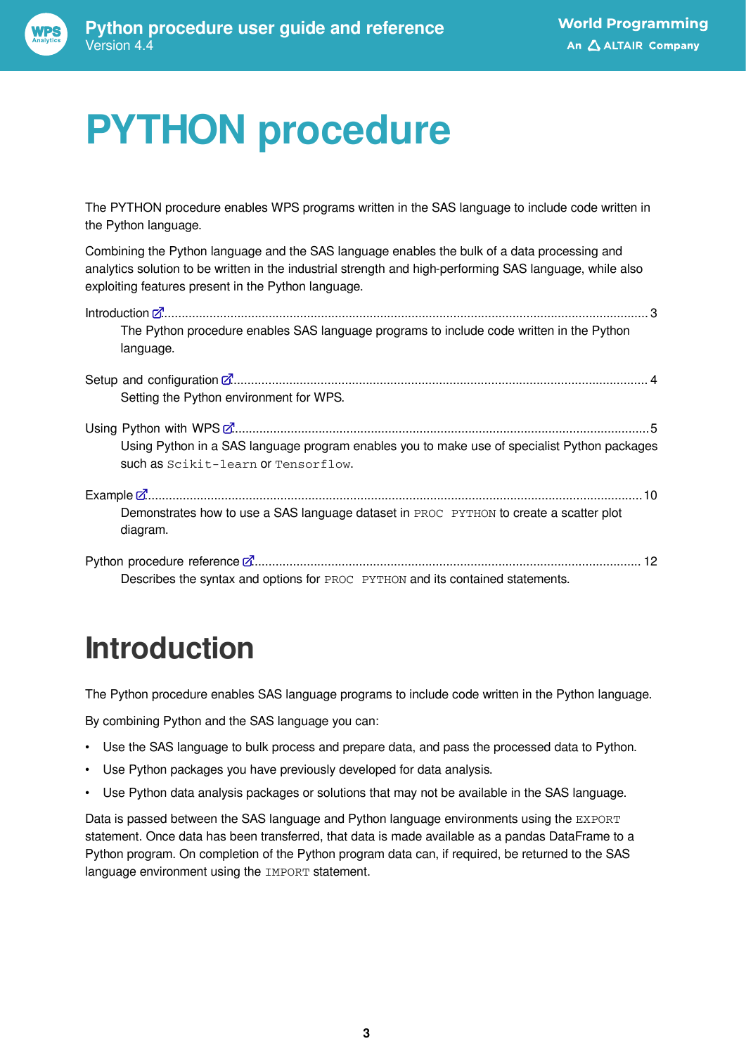# PYTHON procedure

The PYTHON procedure enables WPS programs written in the SAS language to include code written in the Python language.

Combining the Python language and the SAS language enables the bulk of a data processing and analytics solution to be written in the industrial strength and high-performing SAS language, while also exploiting features present in the Python language.

Introduction ........................................................................................................................................ 3
    The Python procedure enables SAS language programs to include code written in the Python language.

Setup and configuration .................................................................................................................... 4
    Setting the Python environment for WPS.

Using Python with WPS ..................................................................................................................... 5
    Using Python in a SAS language program enables you to make use of specialist Python packages such as `Scikit-learn` or `Tensorflow`.

Example ............................................................................................................................................. 10
    Demonstrates how to use a SAS language dataset in `PROC PYTHON` to create a scatter plot diagram.

Python procedure reference ............................................................................................................ 12
    Describes the syntax and options for `PROC PYTHON` and its contained statements.

# Introduction

The Python procedure enables SAS language programs to include code written in the Python language.

By combining Python and the SAS language you can:

- Use the SAS language to bulk process and prepare data, and pass the processed data to Python.
- Use Python packages you have previously developed for data analysis.
- Use Python data analysis packages or solutions that may not be available in the SAS language.

Data is passed between the SAS language and Python language environments using the `EXPORT` statement. Once data has been transferred, that data is made available as a pandas DataFrame to a Python program. On completion of the Python program data can, if required, be returned to the SAS language environment using the `IMPORT` statement.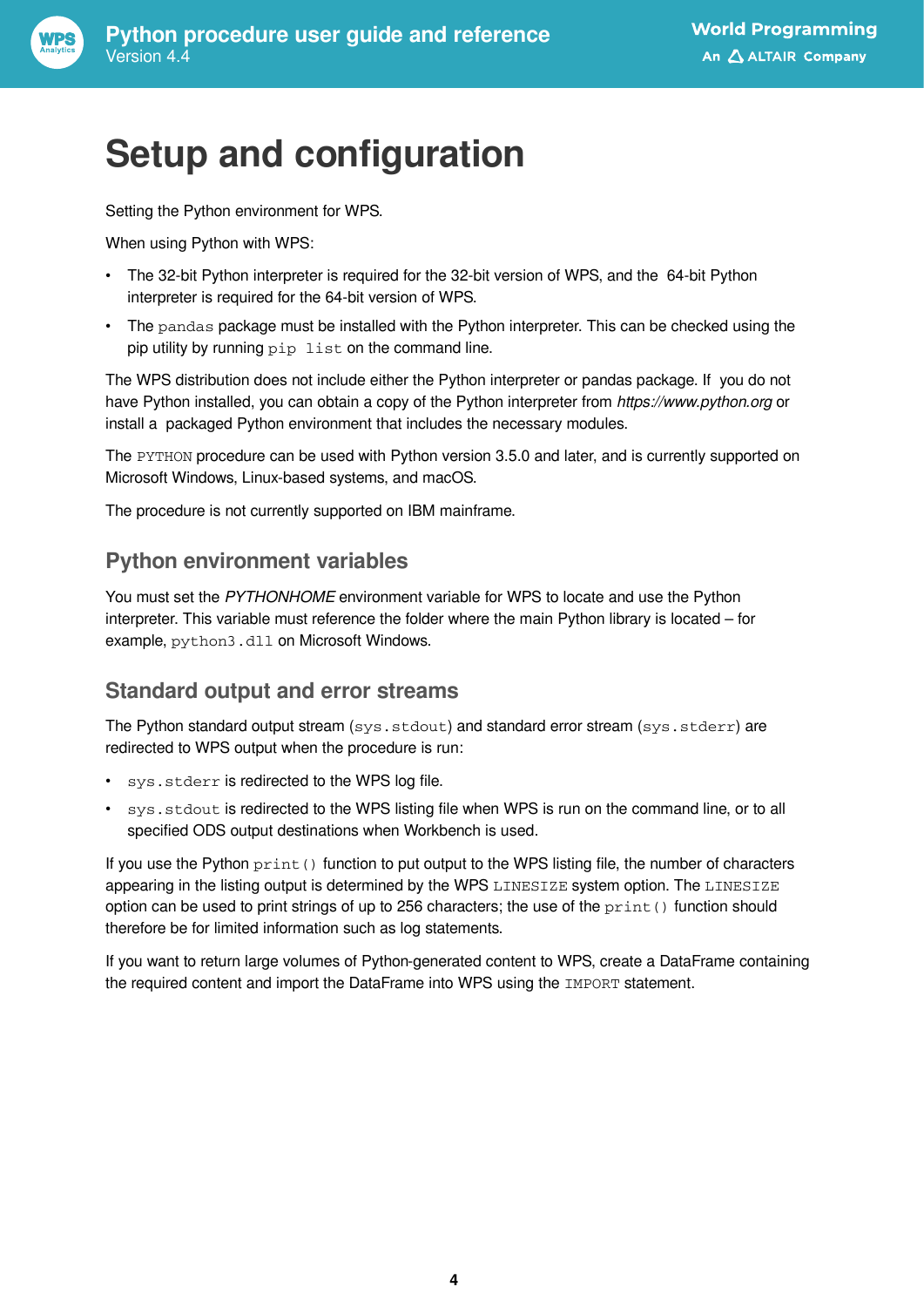# Setup and configuration

Setting the Python environment for WPS.

When using Python with WPS:

- The 32-bit Python interpreter is required for the 32-bit version of WPS, and the 64-bit Python interpreter is required for the 64-bit version of WPS.
- The `pandas` package must be installed with the Python interpreter. This can be checked using the pip utility by running `pip list` on the command line.

The WPS distribution does not include either the Python interpreter or pandas package. If you do not have Python installed, you can obtain a copy of the Python interpreter from *https://www.python.org* or install a packaged Python environment that includes the necessary modules.

The `PYTHON` procedure can be used with Python version 3.5.0 and later, and is currently supported on Microsoft Windows, Linux-based systems, and macOS.

The procedure is not currently supported on IBM mainframe.

## Python environment variables

You must set the *PYTHONHOME* environment variable for WPS to locate and use the Python interpreter. This variable must reference the folder where the main Python library is located – for example, `python3.dll` on Microsoft Windows.

## Standard output and error streams

The Python standard output stream (`sys.stdout`) and standard error stream (`sys.stderr`) are redirected to WPS output when the procedure is run:

- `sys.stderr` is redirected to the WPS log file.
- `sys.stdout` is redirected to the WPS listing file when WPS is run on the command line, or to all specified ODS output destinations when Workbench is used.

If you use the Python `print()` function to put output to the WPS listing file, the number of characters appearing in the listing output is determined by the WPS `LINESIZE` system option. The `LINESIZE` option can be used to print strings of up to 256 characters; the use of the `print()` function should therefore be for limited information such as log statements.

If you want to return large volumes of Python-generated content to WPS, create a DataFrame containing the required content and import the DataFrame into WPS using the `IMPORT` statement.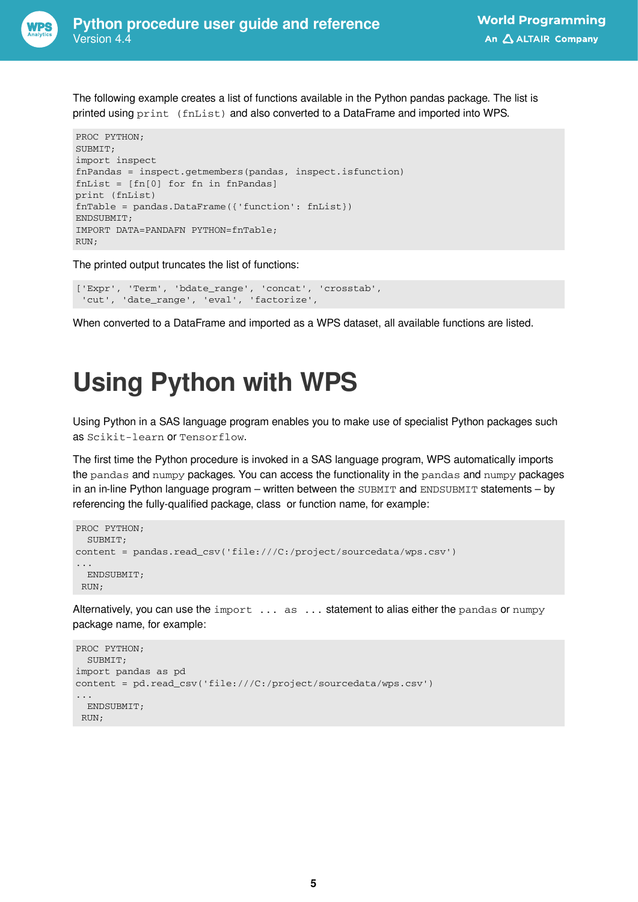The following example creates a list of functions available in the Python pandas package. The list is printed using `print (fnList)` and also converted to a DataFrame and imported into WPS.

```
PROC PYTHON;
SUBMIT;
import inspect
fnPandas = inspect.getmembers(pandas, inspect.isfunction)
fnList = [fn[0] for fn in fnPandas]
print (fnList)
fnTable = pandas.DataFrame({'function': fnList})
ENDSUBMIT;
IMPORT DATA=PANDAFN PYTHON=fnTable;
RUN;
```

The printed output truncates the list of functions:

```
['Expr', 'Term', 'bdate_range', 'concat', 'crosstab',
 'cut', 'date_range', 'eval', 'factorize',
```

When converted to a DataFrame and imported as a WPS dataset, all available functions are listed.

# Using Python with WPS

Using Python in a SAS language program enables you to make use of specialist Python packages such as `Scikit-learn` or `Tensorflow`.

The first time the Python procedure is invoked in a SAS language program, WPS automatically imports the `pandas` and `numpy` packages. You can access the functionality in the `pandas` and `numpy` packages in an in-line Python language program – written between the `SUBMIT` and `ENDSUBMIT` statements – by referencing the fully-qualified package, class or function name, for example:

```
PROC PYTHON;
  SUBMIT;
content = pandas.read_csv('file:///C:/project/sourcedata/wps.csv')
...
  ENDSUBMIT;
 RUN;
```

Alternatively, you can use the `import ... as ...` statement to alias either the `pandas` or `numpy` package name, for example:

```
PROC PYTHON;
  SUBMIT;
import pandas as pd
content = pd.read_csv('file:///C:/project/sourcedata/wps.csv')
...
  ENDSUBMIT;
 RUN;
```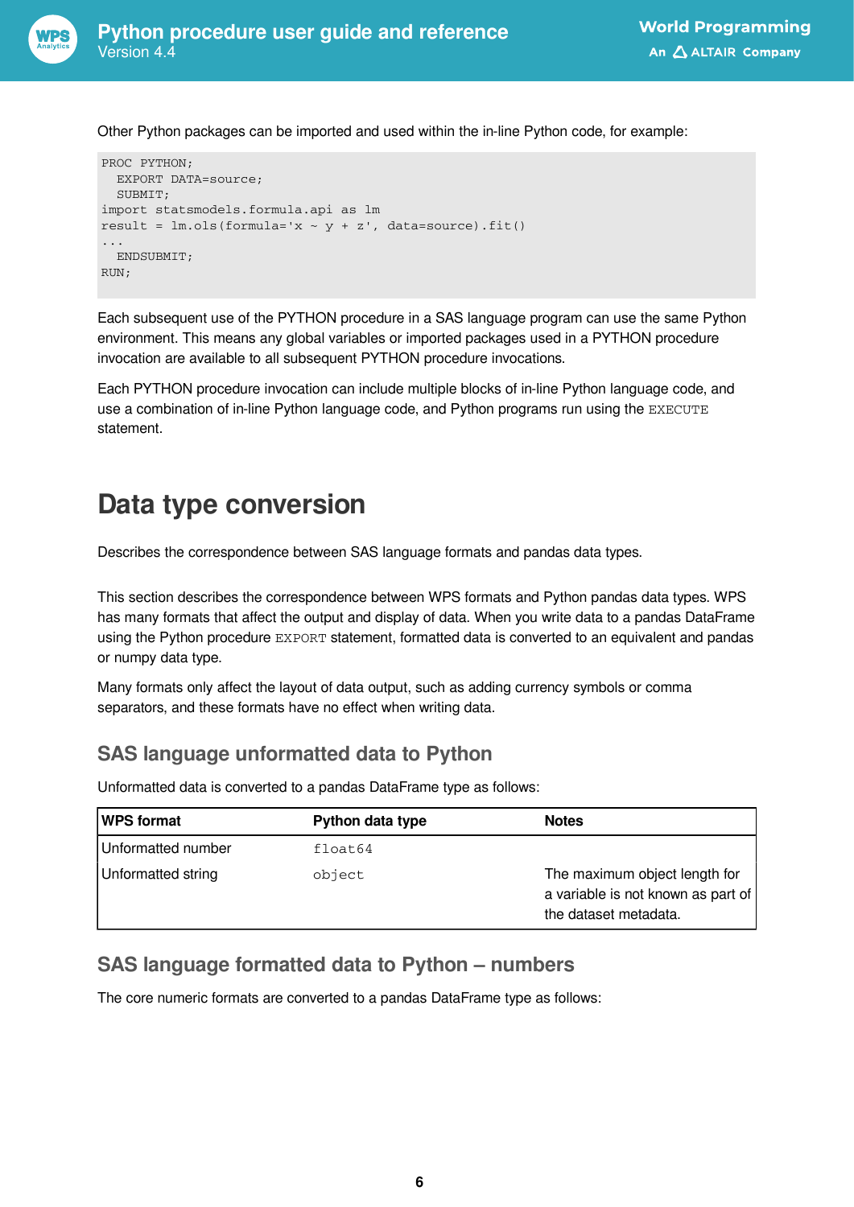Other Python packages can be imported and used within the in-line Python code, for example:

```
PROC PYTHON;
  EXPORT DATA=source;
  SUBMIT;
import statsmodels.formula.api as lm
result = lm.ols(formula='x ~ y + z', data=source).fit()
...
  ENDSUBMIT;
RUN;
```

Each subsequent use of the PYTHON procedure in a SAS language program can use the same Python environment. This means any global variables or imported packages used in a PYTHON procedure invocation are available to all subsequent PYTHON procedure invocations.

Each PYTHON procedure invocation can include multiple blocks of in-line Python language code, and use a combination of in-line Python language code, and Python programs run using the `EXECUTE` statement.

# Data type conversion

Describes the correspondence between SAS language formats and pandas data types.

This section describes the correspondence between WPS formats and Python pandas data types. WPS has many formats that affect the output and display of data. When you write data to a pandas DataFrame using the Python procedure `EXPORT` statement, formatted data is converted to an equivalent and pandas or numpy data type.

Many formats only affect the layout of data output, such as adding currency symbols or comma separators, and these formats have no effect when writing data.

## SAS language unformatted data to Python

Unformatted data is converted to a pandas DataFrame type as follows:

| WPS format | Python data type | Notes |
|---|---|---|
| Unformatted number | `float64` | |
| Unformatted string | `object` | The maximum object length for a variable is not known as part of the dataset metadata. |

## SAS language formatted data to Python – numbers

The core numeric formats are converted to a pandas DataFrame type as follows: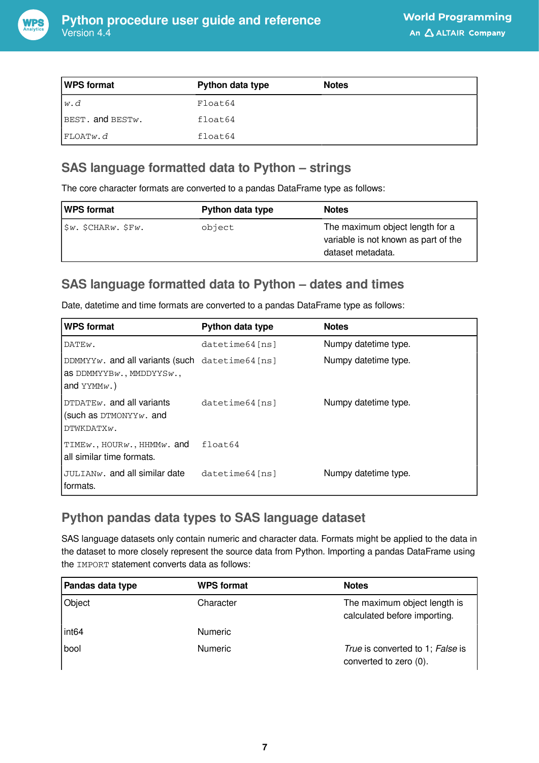| WPS format | Python data type | Notes |
| --- | --- | --- |
| *w.d* | Float64 | |
| BEST. and BEST*w*. | float64 | |
| FLOAT*w.d* | float64 | |

## SAS language formatted data to Python – strings

The core character formats are converted to a pandas DataFrame type as follows:

| WPS format | Python data type | Notes |
| --- | --- | --- |
| $*w*. $CHAR*w*. $F*w*. | object | The maximum object length for a variable is not known as part of the dataset metadata. |

## SAS language formatted data to Python – dates and times

Date, datetime and time formats are converted to a pandas DataFrame type as follows:

| WPS format | Python data type | Notes |
| --- | --- | --- |
| DATE*w*. | datetime64[ns] | Numpy datetime type. |
| DDMMYY*w*. and all variants (such as DDMMYYB*w*., MMDDYYS*w*., and YYMM*w*.) | datetime64[ns] | Numpy datetime type. |
| DTDATE*w*. and all variants (such as DTMONYY*w*. and DTWKDATX*w*. | datetime64[ns] | Numpy datetime type. |
| TIME*w*., HOUR*w*., HHMM*w*. and all similar time formats. | float64 | |
| JULIAN*w*. and all similar date formats. | datetime64[ns] | Numpy datetime type. |

## Python pandas data types to SAS language dataset

SAS language datasets only contain numeric and character data. Formats might be applied to the data in the dataset to more closely represent the source data from Python. Importing a pandas DataFrame using the IMPORT statement converts data as follows:

| Pandas data type | WPS format | Notes |
| --- | --- | --- |
| Object | Character | The maximum object length is calculated before importing. |
| int64 | Numeric | |
| bool | Numeric | *True* is converted to 1; *False* is converted to zero (0). |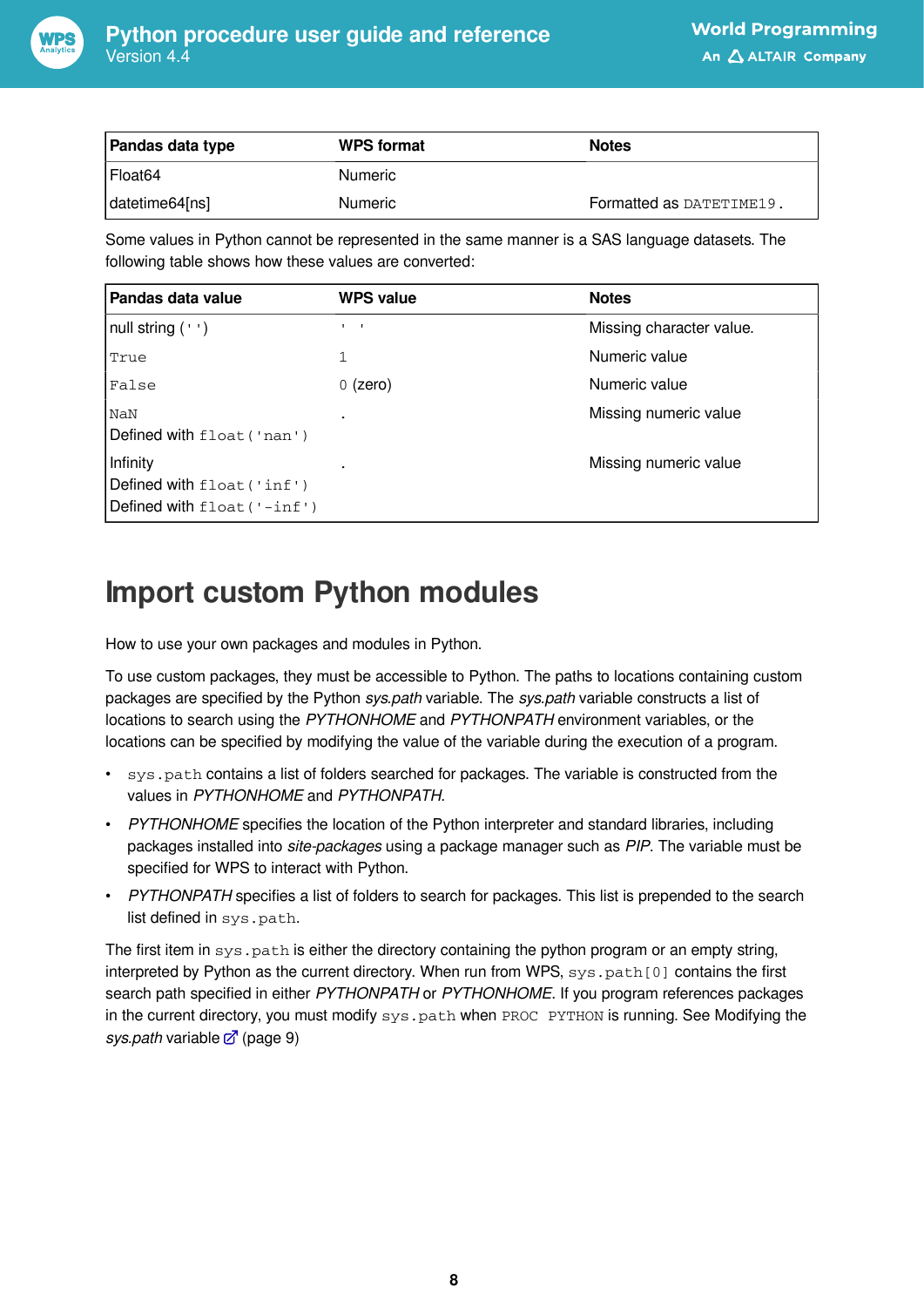| Pandas data type | WPS format | Notes |
|---|---|---|
| Float64 | Numeric | |
| datetime64[ns] | Numeric | Formatted as `DATETIME19.` |

Some values in Python cannot be represented in the same manner is a SAS language datasets. The following table shows how these values are converted:

| Pandas data value | WPS value | Notes |
|---|---|---|
| null string (`''`) | `' '` | Missing character value. |
| `True` | `1` | Numeric value |
| `False` | `0` (zero) | Numeric value |
| `NaN`<br>Defined with `float('nan')` | . | Missing numeric value |
| Infinity<br>Defined with `float('inf')`<br>Defined with `float('-inf')` | . | Missing numeric value |

# Import custom Python modules

How to use your own packages and modules in Python.

To use custom packages, they must be accessible to Python. The paths to locations containing custom packages are specified by the Python *sys.path* variable. The *sys.path* variable constructs a list of locations to search using the *PYTHONHOME* and *PYTHONPATH* environment variables, or the locations can be specified by modifying the value of the variable during the execution of a program.

- `sys.path` contains a list of folders searched for packages. The variable is constructed from the values in *PYTHONHOME* and *PYTHONPATH*.
- *PYTHONHOME* specifies the location of the Python interpreter and standard libraries, including packages installed into *site-packages* using a package manager such as *PIP*. The variable must be specified for WPS to interact with Python.
- *PYTHONPATH* specifies a list of folders to search for packages. This list is prepended to the search list defined in `sys.path`.

The first item in `sys.path` is either the directory containing the python program or an empty string, interpreted by Python as the current directory. When run from WPS, `sys.path[0]` contains the first search path specified in either *PYTHONPATH* or *PYTHONHOME*. If you program references packages in the current directory, you must modify `sys.path` when `PROC PYTHON` is running. See Modifying the *sys.path* variable (page 9)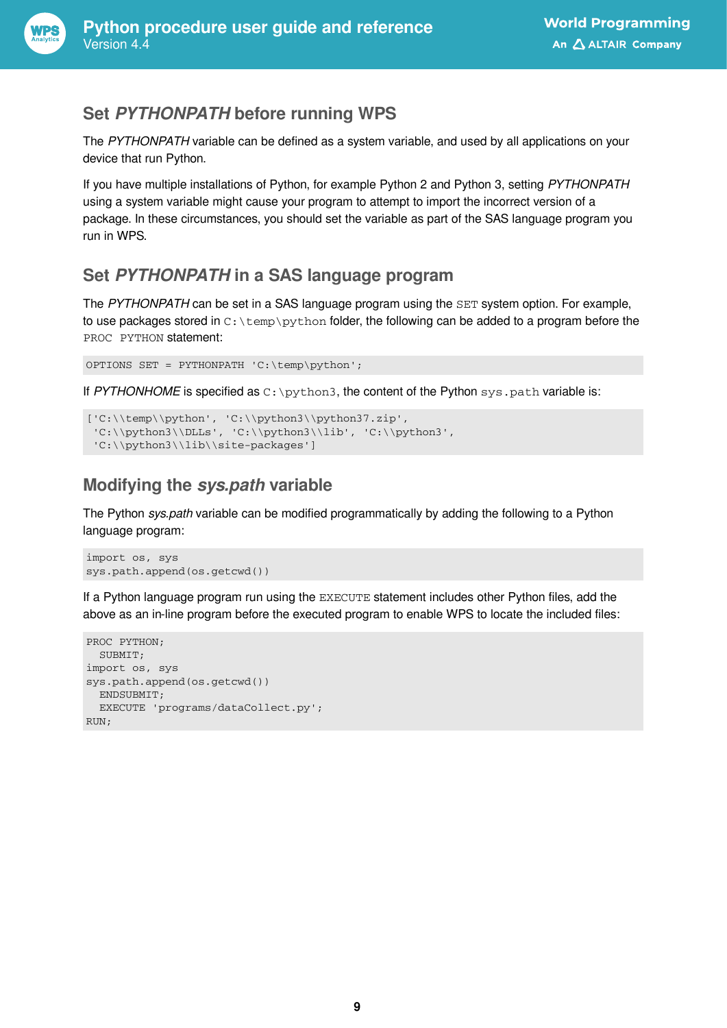## Set *PYTHONPATH* before running WPS

The *PYTHONPATH* variable can be defined as a system variable, and used by all applications on your device that run Python.

If you have multiple installations of Python, for example Python 2 and Python 3, setting *PYTHONPATH* using a system variable might cause your program to attempt to import the incorrect version of a package. In these circumstances, you should set the variable as part of the SAS language program you run in WPS.

## Set *PYTHONPATH* in a SAS language program

The *PYTHONPATH* can be set in a SAS language program using the `SET` system option. For example, to use packages stored in `C:\temp\python` folder, the following can be added to a program before the `PROC PYTHON` statement:

```
OPTIONS SET = PYTHONPATH 'C:\temp\python';
```

If *PYTHONHOME* is specified as `C:\python3`, the content of the Python `sys.path` variable is:

```
['C:\\temp\\python', 'C:\\python3\\python37.zip',
 'C:\\python3\\DLLs', 'C:\\python3\\lib', 'C:\\python3',
 'C:\\python3\\lib\\site-packages']
```

## Modifying the *sys.path* variable

The Python *sys.path* variable can be modified programmatically by adding the following to a Python language program:

```
import os, sys
sys.path.append(os.getcwd())
```

If a Python language program run using the `EXECUTE` statement includes other Python files, add the above as an in-line program before the executed program to enable WPS to locate the included files:

```
PROC PYTHON;
  SUBMIT;
import os, sys
sys.path.append(os.getcwd())
  ENDSUBMIT;
  EXECUTE 'programs/dataCollect.py';
RUN;
```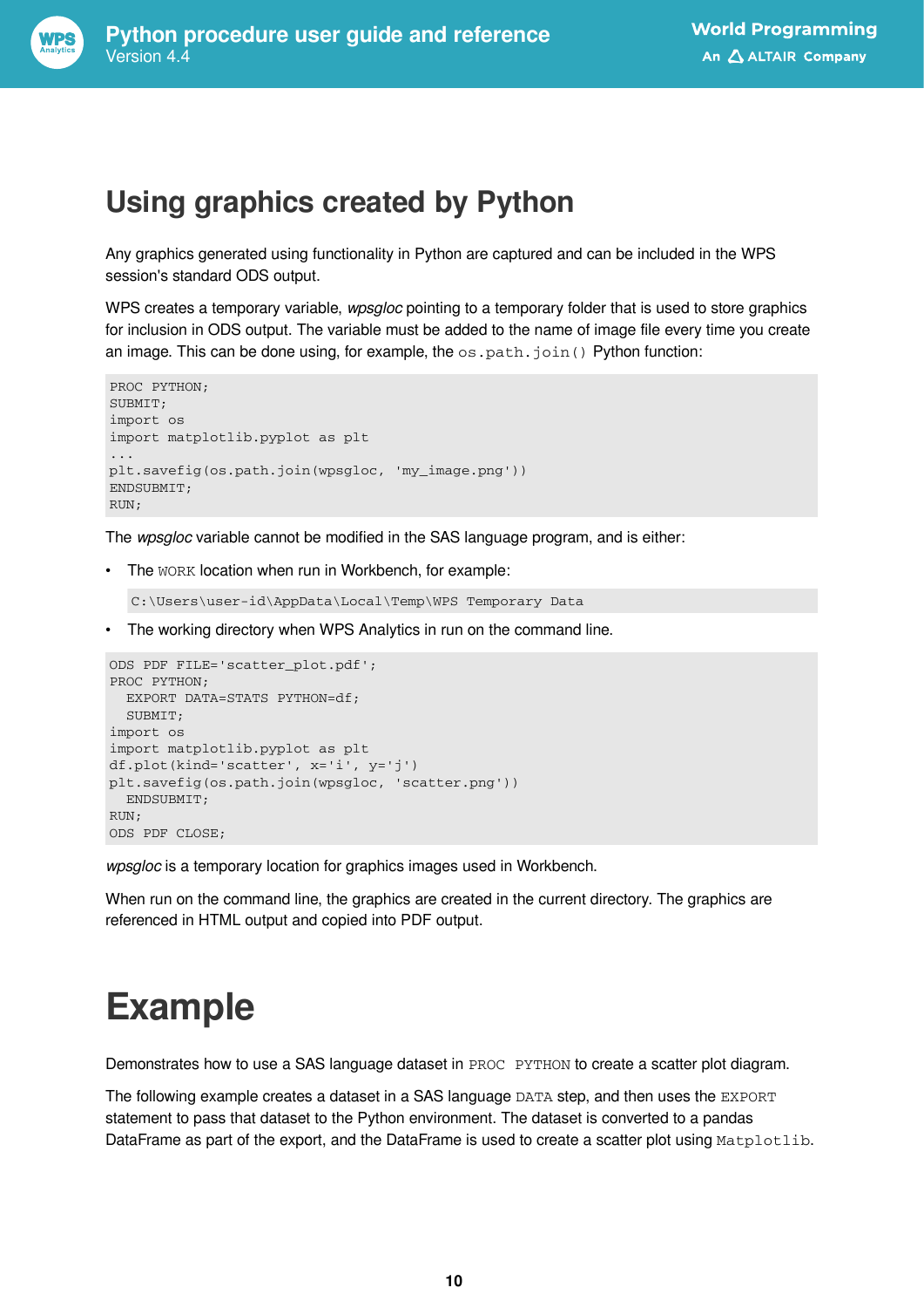# Using graphics created by Python

Any graphics generated using functionality in Python are captured and can be included in the WPS session's standard ODS output.

WPS creates a temporary variable, *wpsgloc* pointing to a temporary folder that is used to store graphics for inclusion in ODS output. The variable must be added to the name of image file every time you create an image. This can be done using, for example, the `os.path.join()` Python function:

```
PROC PYTHON;
SUBMIT;
import os
import matplotlib.pyplot as plt
...
plt.savefig(os.path.join(wpsgloc, 'my_image.png'))
ENDSUBMIT;
RUN;
```

The *wpsgloc* variable cannot be modified in the SAS language program, and is either:

- The `WORK` location when run in Workbench, for example:

  ```
  C:\Users\user-id\AppData\Local\Temp\WPS Temporary Data
  ```

- The working directory when WPS Analytics in run on the command line.

```
ODS PDF FILE='scatter_plot.pdf';
PROC PYTHON;
  EXPORT DATA=STATS PYTHON=df;
  SUBMIT;
import os
import matplotlib.pyplot as plt
df.plot(kind='scatter', x='i', y='j')
plt.savefig(os.path.join(wpsgloc, 'scatter.png'))
  ENDSUBMIT;
RUN;
ODS PDF CLOSE;
```

*wpsgloc* is a temporary location for graphics images used in Workbench.

When run on the command line, the graphics are created in the current directory. The graphics are referenced in HTML output and copied into PDF output.

# Example

Demonstrates how to use a SAS language dataset in `PROC PYTHON` to create a scatter plot diagram.

The following example creates a dataset in a SAS language `DATA` step, and then uses the `EXPORT` statement to pass that dataset to the Python environment. The dataset is converted to a pandas DataFrame as part of the export, and the DataFrame is used to create a scatter plot using `Matplotlib`.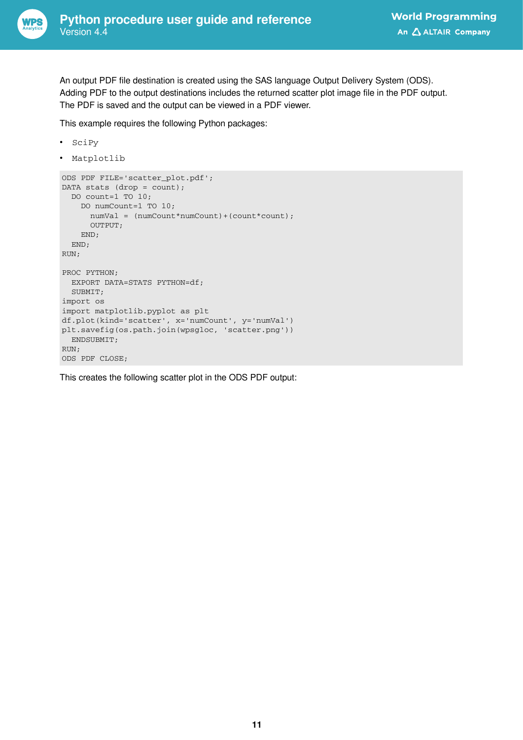An output PDF file destination is created using the SAS language Output Delivery System (ODS). Adding PDF to the output destinations includes the returned scatter plot image file in the PDF output. The PDF is saved and the output can be viewed in a PDF viewer.

This example requires the following Python packages:

- `SciPy`
- `Matplotlib`

```
ODS PDF FILE='scatter_plot.pdf';
DATA stats (drop = count);
  DO count=1 TO 10;
    DO numCount=1 TO 10;
      numVal = (numCount*numCount)+(count*count);
      OUTPUT;
    END;
  END;
RUN;

PROC PYTHON;
  EXPORT DATA=STATS PYTHON=df;
  SUBMIT;
import os
import matplotlib.pyplot as plt
df.plot(kind='scatter', x='numCount', y='numVal')
plt.savefig(os.path.join(wpsgloc, 'scatter.png'))
  ENDSUBMIT;
RUN;
ODS PDF CLOSE;
```

This creates the following scatter plot in the ODS PDF output: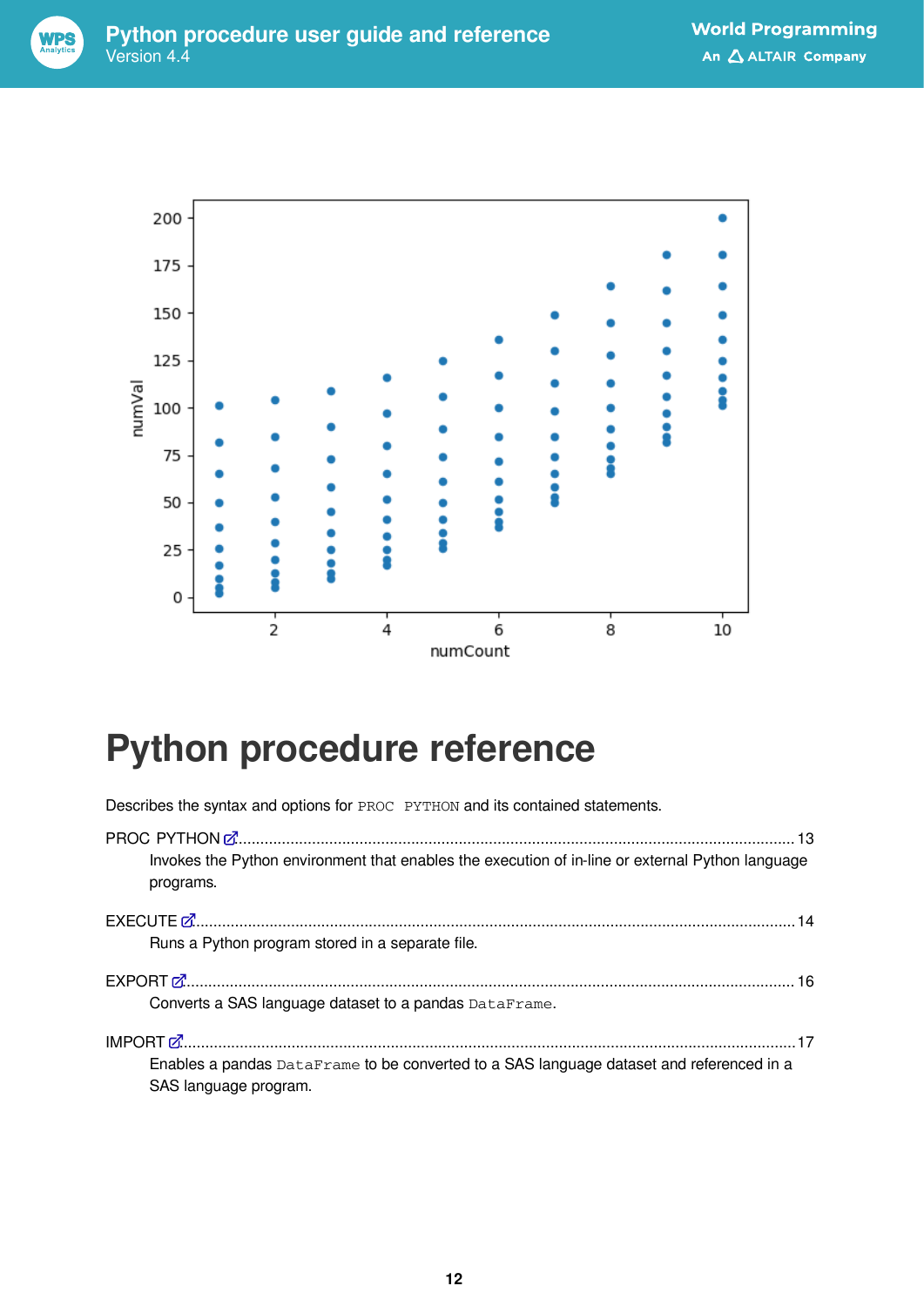# Python procedure reference

Describes the syntax and options for `PROC PYTHON` and its contained statements.

PROC PYTHON ........ 13
  Invokes the Python environment that enables the execution of in-line or external Python language programs.

EXECUTE ........ 14
  Runs a Python program stored in a separate file.

EXPORT ........ 16
  Converts a SAS language dataset to a pandas `DataFrame`.

IMPORT ........ 17
  Enables a pandas `DataFrame` to be converted to a SAS language dataset and referenced in a SAS language program.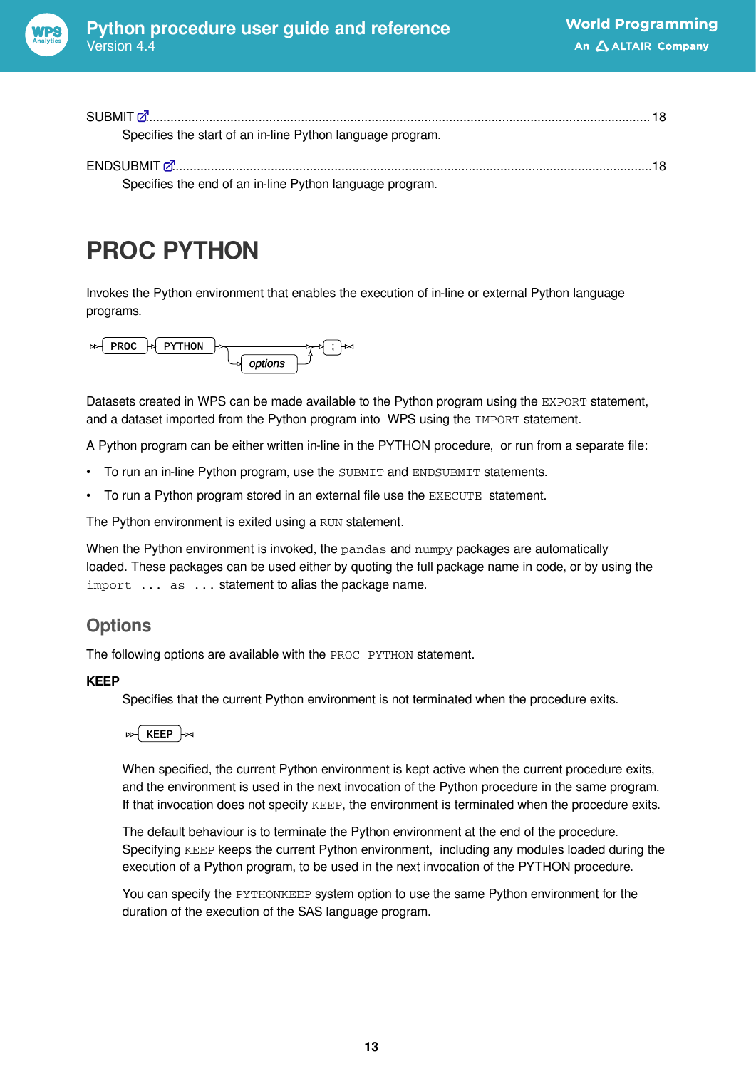SUBMIT ........................................................................................................................................................ 18
    Specifies the start of an in-line Python language program.

ENDSUBMIT .................................................................................................................................................18
    Specifies the end of an in-line Python language program.

# PROC PYTHON

Invokes the Python environment that enables the execution of in-line or external Python language programs.

```
PROC PYTHON [options] ;
```

Datasets created in WPS can be made available to the Python program using the `EXPORT` statement, and a dataset imported from the Python program into WPS using the `IMPORT` statement.

A Python program can be either written in-line in the PYTHON procedure, or run from a separate file:

- To run an in-line Python program, use the `SUBMIT` and `ENDSUBMIT` statements.
- To run a Python program stored in an external file use the `EXECUTE` statement.

The Python environment is exited using a `RUN` statement.

When the Python environment is invoked, the `pandas` and `numpy` packages are automatically loaded. These packages can be used either by quoting the full package name in code, or by using the `import ... as ...` statement to alias the package name.

## Options

The following options are available with the `PROC PYTHON` statement.

**KEEP**

Specifies that the current Python environment is not terminated when the procedure exits.

```
KEEP
```

When specified, the current Python environment is kept active when the current procedure exits, and the environment is used in the next invocation of the Python procedure in the same program. If that invocation does not specify `KEEP`, the environment is terminated when the procedure exits.

The default behaviour is to terminate the Python environment at the end of the procedure. Specifying `KEEP` keeps the current Python environment, including any modules loaded during the execution of a Python program, to be used in the next invocation of the PYTHON procedure.

You can specify the `PYTHONKEEP` system option to use the same Python environment for the duration of the execution of the SAS language program.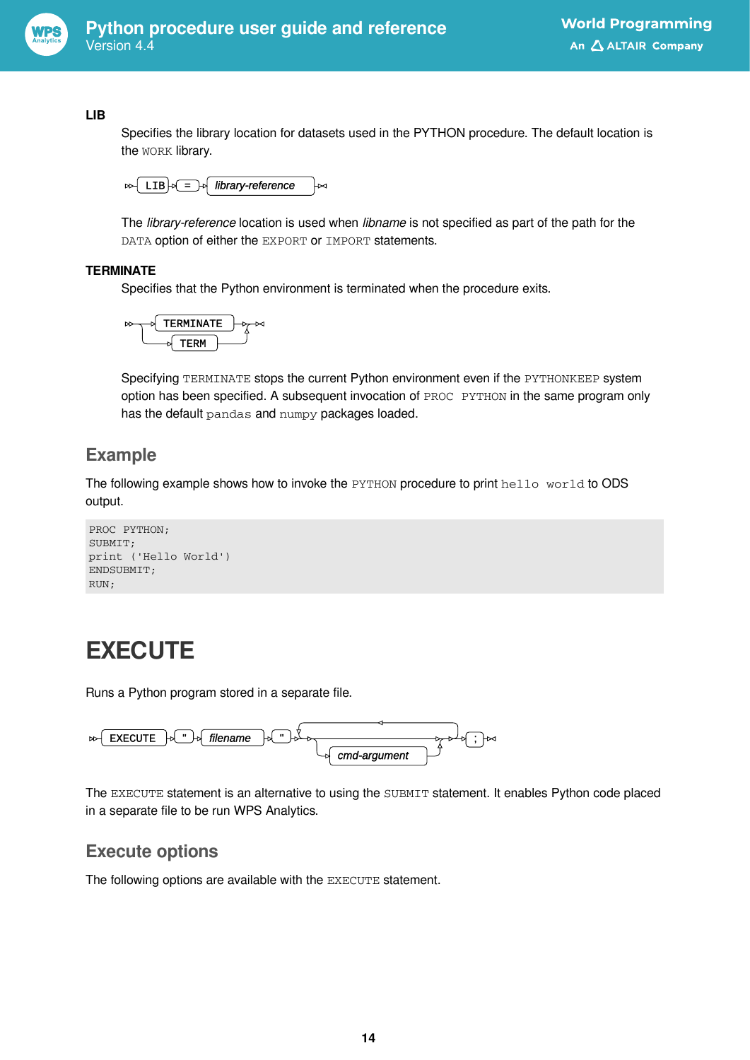**LIB**

Specifies the library location for datasets used in the PYTHON procedure. The default location is the `WORK` library.

```
LIB = library-reference
```

The *library-reference* location is used when *libname* is not specified as part of the path for the `DATA` option of either the `EXPORT` or `IMPORT` statements.

**TERMINATE**

Specifies that the Python environment is terminated when the procedure exits.

```
TERMINATE
TERM
```

Specifying `TERMINATE` stops the current Python environment even if the `PYTHONKEEP` system option has been specified. A subsequent invocation of `PROC PYTHON` in the same program only has the default `pandas` and `numpy` packages loaded.

## Example

The following example shows how to invoke the `PYTHON` procedure to print `hello world` to ODS output.

```
PROC PYTHON;
SUBMIT;
print ('Hello World')
ENDSUBMIT;
RUN;
```

# EXECUTE

Runs a Python program stored in a separate file.

```
EXECUTE " filename " cmd-argument ;
```

The `EXECUTE` statement is an alternative to using the `SUBMIT` statement. It enables Python code placed in a separate file to be run WPS Analytics.

## Execute options

The following options are available with the `EXECUTE` statement.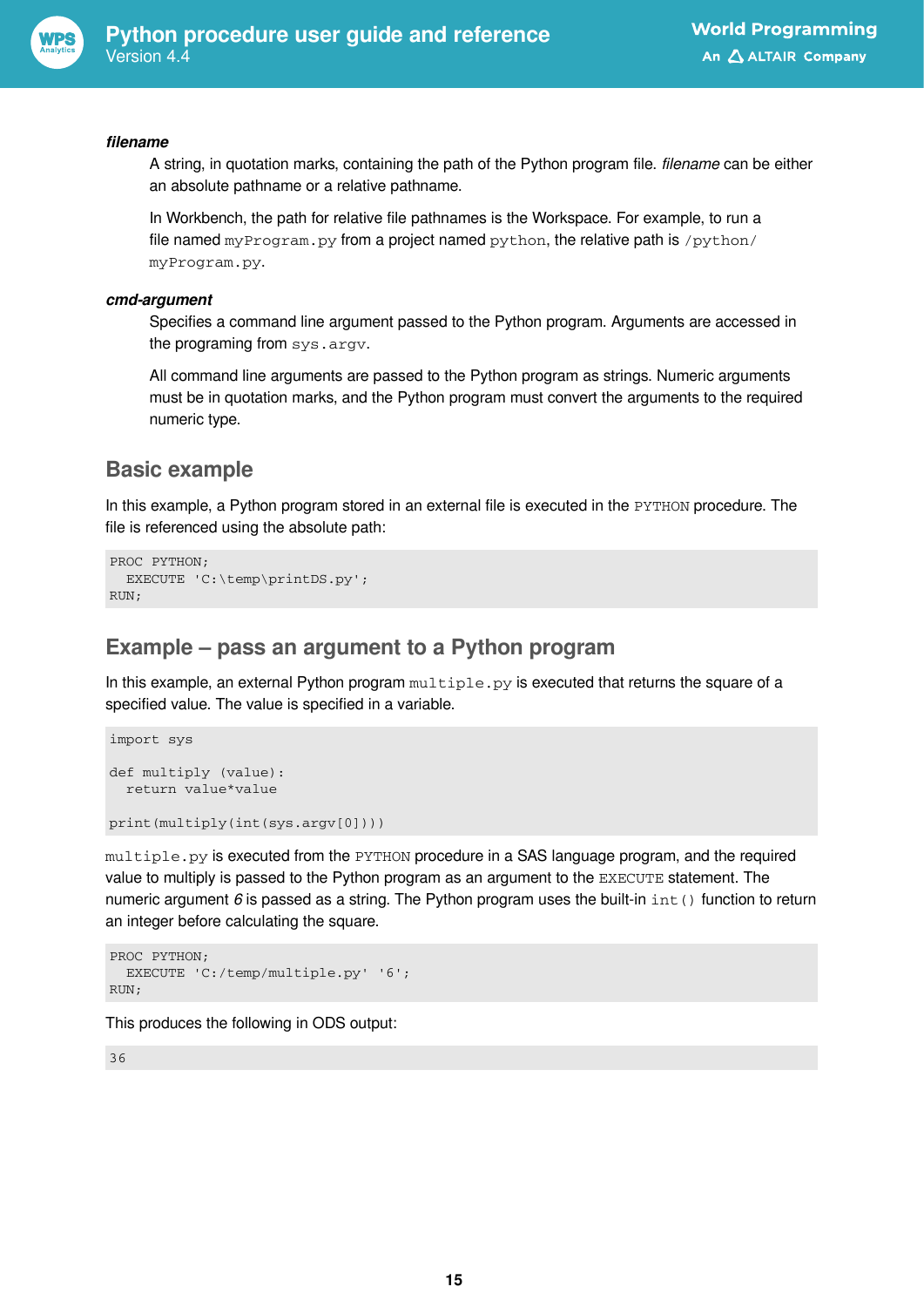*filename*

A string, in quotation marks, containing the path of the Python program file. *filename* can be either an absolute pathname or a relative pathname.

In Workbench, the path for relative file pathnames is the Workspace. For example, to run a file named `myProgram.py` from a project named `python`, the relative path is `/python/myProgram.py`.

*cmd-argument*

Specifies a command line argument passed to the Python program. Arguments are accessed in the programing from `sys.argv`.

All command line arguments are passed to the Python program as strings. Numeric arguments must be in quotation marks, and the Python program must convert the arguments to the required numeric type.

## Basic example

In this example, a Python program stored in an external file is executed in the `PYTHON` procedure. The file is referenced using the absolute path:

```
PROC PYTHON;
  EXECUTE 'C:\temp\printDS.py';
RUN;
```

## Example – pass an argument to a Python program

In this example, an external Python program `multiple.py` is executed that returns the square of a specified value. The value is specified in a variable.

```
import sys

def multiply (value):
  return value*value

print(multiply(int(sys.argv[0])))
```

`multiple.py` is executed from the `PYTHON` procedure in a SAS language program, and the required value to multiply is passed to the Python program as an argument to the `EXECUTE` statement. The numeric argument *6* is passed as a string. The Python program uses the built-in `int()` function to return an integer before calculating the square.

```
PROC PYTHON;
  EXECUTE 'C:/temp/multiple.py' '6';
RUN;
```

This produces the following in ODS output:

```
36
```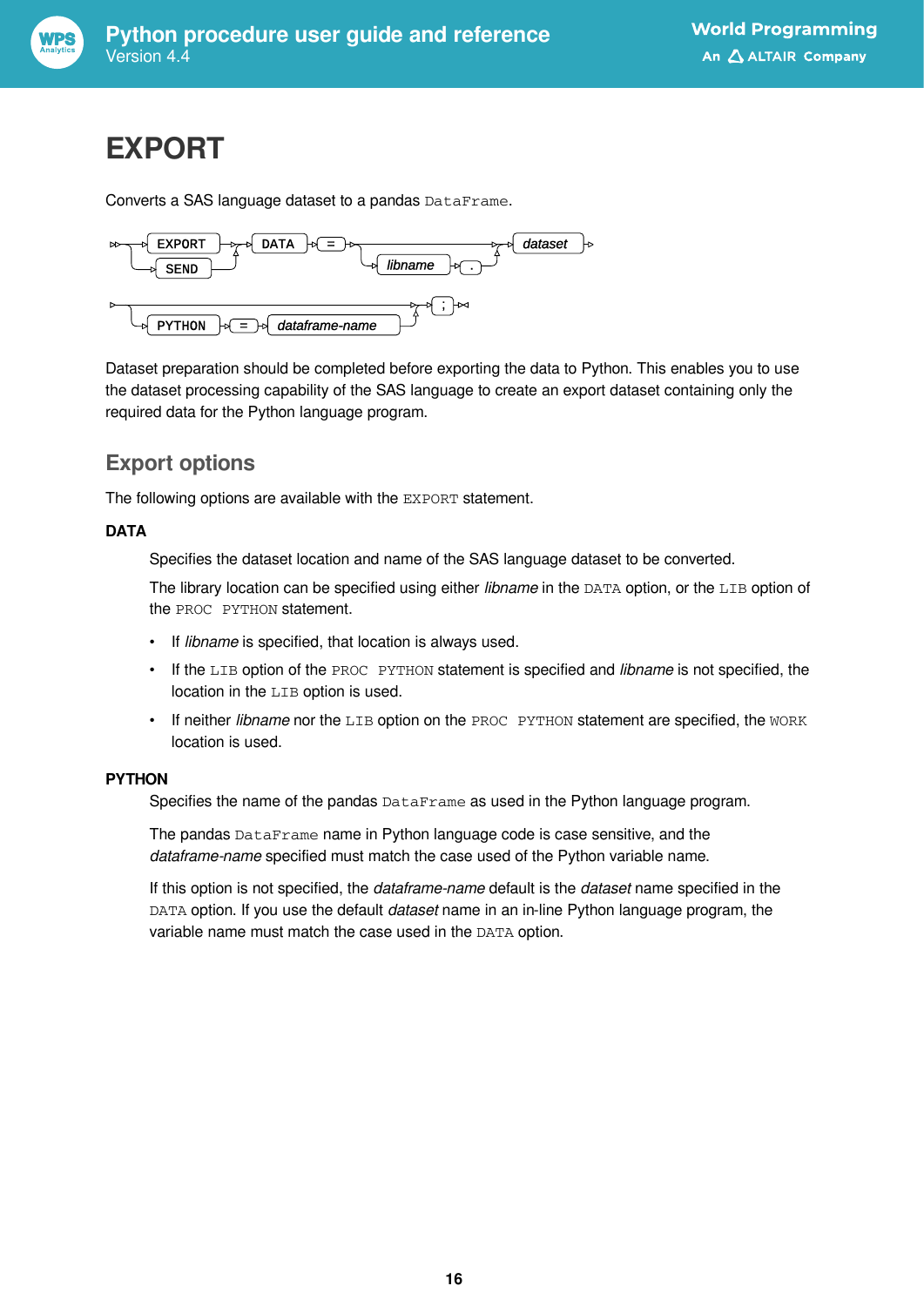# EXPORT

Converts a SAS language dataset to a pandas `DataFrame`.

```
EXPORT | SEND  DATA = [libname .] dataset
[PYTHON = dataframe-name] ;
```

Dataset preparation should be completed before exporting the data to Python. This enables you to use the dataset processing capability of the SAS language to create an export dataset containing only the required data for the Python language program.

## Export options

The following options are available with the `EXPORT` statement.

**DATA**

Specifies the dataset location and name of the SAS language dataset to be converted.

The library location can be specified using either *libname* in the `DATA` option, or the `LIB` option of the `PROC PYTHON` statement.

- If *libname* is specified, that location is always used.
- If the `LIB` option of the `PROC PYTHON` statement is specified and *libname* is not specified, the location in the `LIB` option is used.
- If neither *libname* nor the `LIB` option on the `PROC PYTHON` statement are specified, the `WORK` location is used.

**PYTHON**

Specifies the name of the pandas `DataFrame` as used in the Python language program.

The pandas `DataFrame` name in Python language code is case sensitive, and the *dataframe-name* specified must match the case used of the Python variable name.

If this option is not specified, the *dataframe-name* default is the *dataset* name specified in the `DATA` option. If you use the default *dataset* name in an in-line Python language program, the variable name must match the case used in the `DATA` option.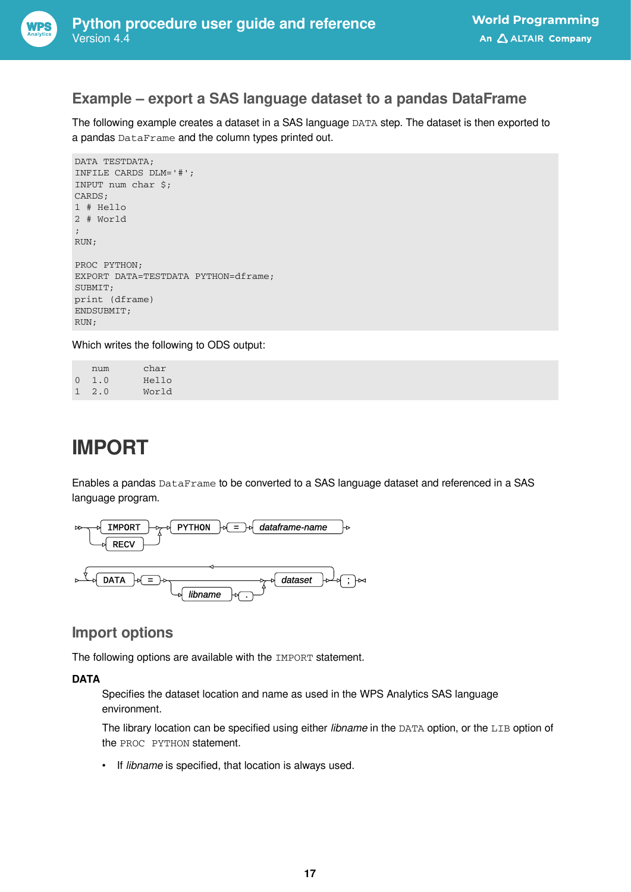## Example – export a SAS language dataset to a pandas DataFrame

The following example creates a dataset in a SAS language DATA step. The dataset is then exported to a pandas DataFrame and the column types printed out.

```
DATA TESTDATA;
INFILE CARDS DLM='#';
INPUT num char $;
CARDS;
1 # Hello
2 # World
;
RUN;

PROC PYTHON;
EXPORT DATA=TESTDATA PYTHON=dframe;
SUBMIT;
print (dframe)
ENDSUBMIT;
RUN;
```

Which writes the following to ODS output:

```
   num      char
0  1.0      Hello
1  2.0      World
```

# IMPORT

Enables a pandas DataFrame to be converted to a SAS language dataset and referenced in a SAS language program.

```
IMPORT | RECV  PYTHON = dataframe-name  DATA = [libname .] dataset ;
```

## Import options

The following options are available with the IMPORT statement.

**DATA**

Specifies the dataset location and name as used in the WPS Analytics SAS language environment.

The library location can be specified using either *libname* in the DATA option, or the LIB option of the PROC PYTHON statement.

- If *libname* is specified, that location is always used.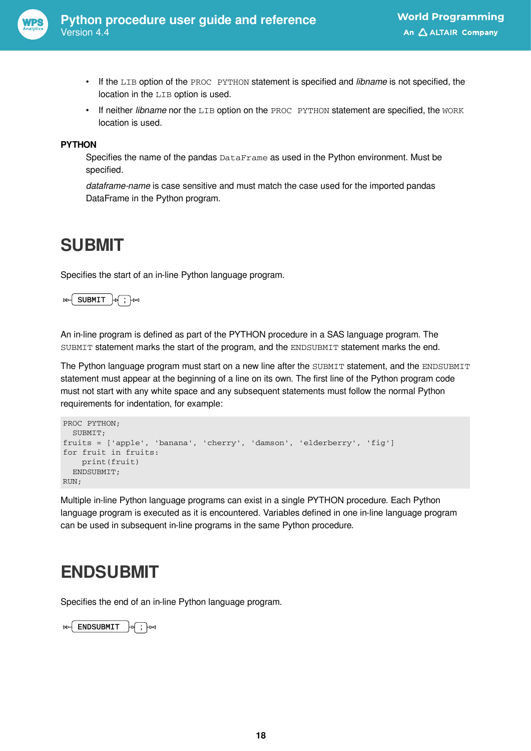- If the `LIB` option of the `PROC PYTHON` statement is specified and *libname* is not specified, the location in the `LIB` option is used.
- If neither *libname* nor the `LIB` option on the `PROC PYTHON` statement are specified, the `WORK` location is used.

**PYTHON**

Specifies the name of the pandas `DataFrame` as used in the Python environment. Must be specified.

*dataframe-name* is case sensitive and must match the case used for the imported pandas DataFrame in the Python program.

# SUBMIT

Specifies the start of an in-line Python language program.

```
SUBMIT ;
```

An in-line program is defined as part of the PYTHON procedure in a SAS language program. The `SUBMIT` statement marks the start of the program, and the `ENDSUBMIT` statement marks the end.

The Python language program must start on a new line after the `SUBMIT` statement, and the `ENDSUBMIT` statement must appear at the beginning of a line on its own. The first line of the Python program code must not start with any white space and any subsequent statements must follow the normal Python requirements for indentation, for example:

```
PROC PYTHON;
  SUBMIT;
fruits = ['apple', 'banana', 'cherry', 'damson', 'elderberry', 'fig']
for fruit in fruits:
    print(fruit)
  ENDSUBMIT;
RUN;
```

Multiple in-line Python language programs can exist in a single PYTHON procedure. Each Python language program is executed as it is encountered. Variables defined in one in-line language program can be used in subsequent in-line programs in the same Python procedure.

# ENDSUBMIT

Specifies the end of an in-line Python language program.

```
ENDSUBMIT ;
```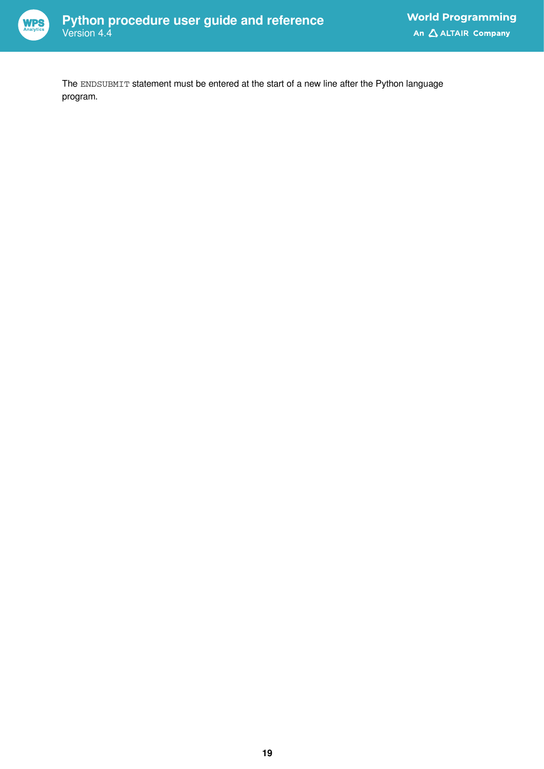The `ENDSUBMIT` statement must be entered at the start of a new line after the Python language program.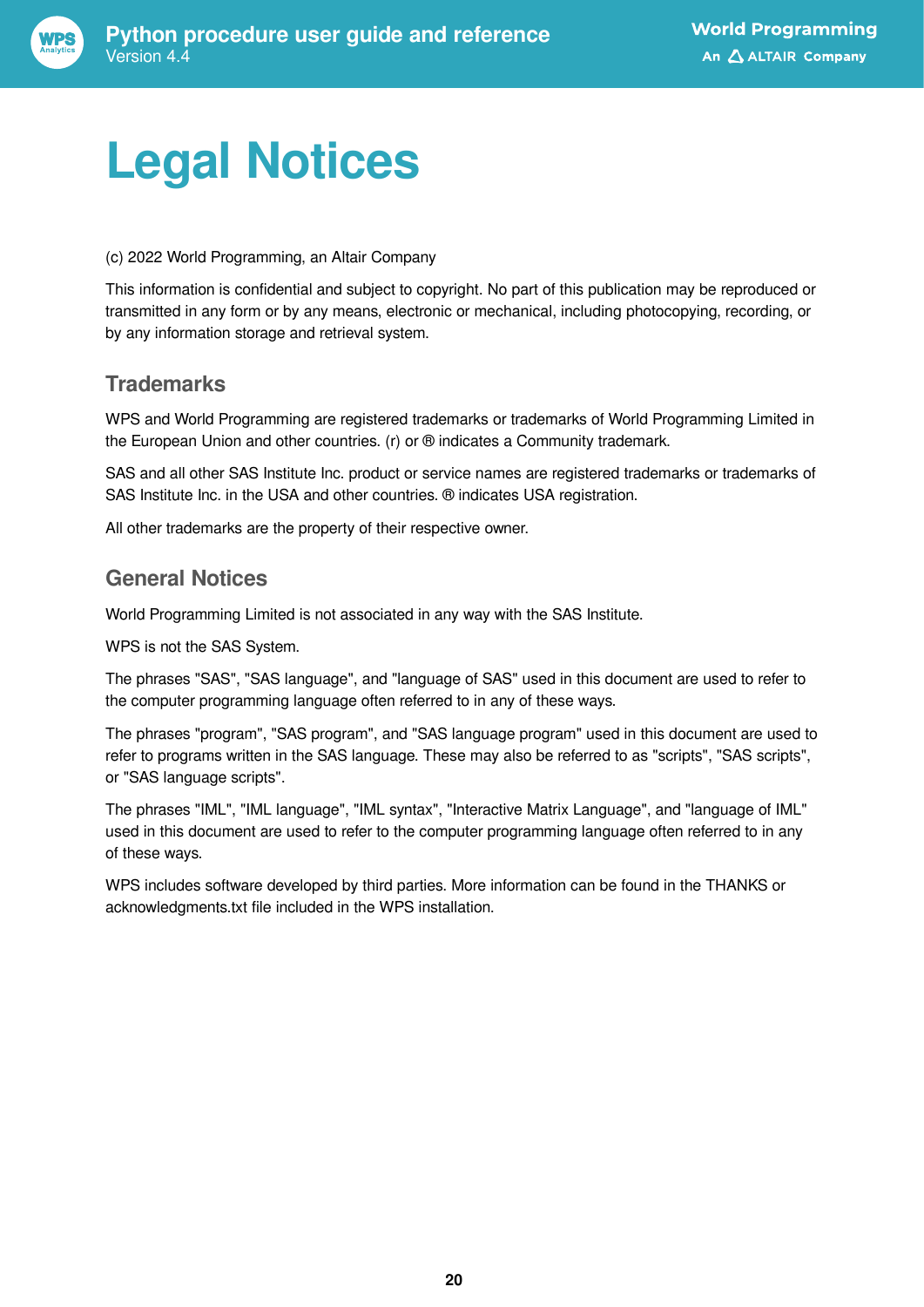# Legal Notices

(c) 2022 World Programming, an Altair Company

This information is confidential and subject to copyright. No part of this publication may be reproduced or transmitted in any form or by any means, electronic or mechanical, including photocopying, recording, or by any information storage and retrieval system.

## Trademarks

WPS and World Programming are registered trademarks or trademarks of World Programming Limited in the European Union and other countries. (r) or ® indicates a Community trademark.

SAS and all other SAS Institute Inc. product or service names are registered trademarks or trademarks of SAS Institute Inc. in the USA and other countries. ® indicates USA registration.

All other trademarks are the property of their respective owner.

## General Notices

World Programming Limited is not associated in any way with the SAS Institute.

WPS is not the SAS System.

The phrases "SAS", "SAS language", and "language of SAS" used in this document are used to refer to the computer programming language often referred to in any of these ways.

The phrases "program", "SAS program", and "SAS language program" used in this document are used to refer to programs written in the SAS language. These may also be referred to as "scripts", "SAS scripts", or "SAS language scripts".

The phrases "IML", "IML language", "IML syntax", "Interactive Matrix Language", and "language of IML" used in this document are used to refer to the computer programming language often referred to in any of these ways.

WPS includes software developed by third parties. More information can be found in the THANKS or acknowledgments.txt file included in the WPS installation.